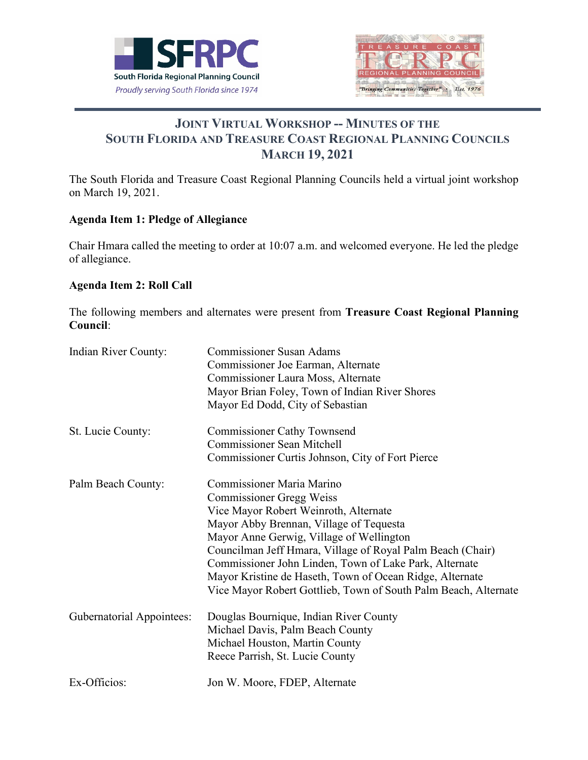# JOINT VIRTUAL WORKSHOP -- MINUTES OF THE SOUTH FLORIDA AND TREASURE COAST REGIONAL PLANNING COUNCILS MARCH 19, 2021

The South Florida and Treasure Coast Regional Planning Councils held a virtual joint workshop on March 19, 2021.

**Agenda Item 1: Pledge of Allegiance**

Chair Hmara called the meeting to order at 10:07 a.m. and welcomed everyone. He led the pledge of allegiance.

**Agenda Item 2: Roll Call**

The following members and alternates were present from **Treasure Coast Regional Planning Council**:

| | |
|---|---|
| Indian River County: | Commissioner Susan Adams<br>Commissioner Joe Earman, Alternate<br>Commissioner Laura Moss, Alternate<br>Mayor Brian Foley, Town of Indian River Shores<br>Mayor Ed Dodd, City of Sebastian |
| St. Lucie County: | Commissioner Cathy Townsend<br>Commissioner Sean Mitchell<br>Commissioner Curtis Johnson, City of Fort Pierce |
| Palm Beach County: | Commissioner Maria Marino<br>Commissioner Gregg Weiss<br>Vice Mayor Robert Weinroth, Alternate<br>Mayor Abby Brennan, Village of Tequesta<br>Mayor Anne Gerwig, Village of Wellington<br>Councilman Jeff Hmara, Village of Royal Palm Beach (Chair)<br>Commissioner John Linden, Town of Lake Park, Alternate<br>Mayor Kristine de Haseth, Town of Ocean Ridge, Alternate<br>Vice Mayor Robert Gottlieb, Town of South Palm Beach, Alternate |
| Gubernatorial Appointees: | Douglas Bournique, Indian River County<br>Michael Davis, Palm Beach County<br>Michael Houston, Martin County<br>Reece Parrish, St. Lucie County |
| Ex-Officios: | Jon W. Moore, FDEP, Alternate |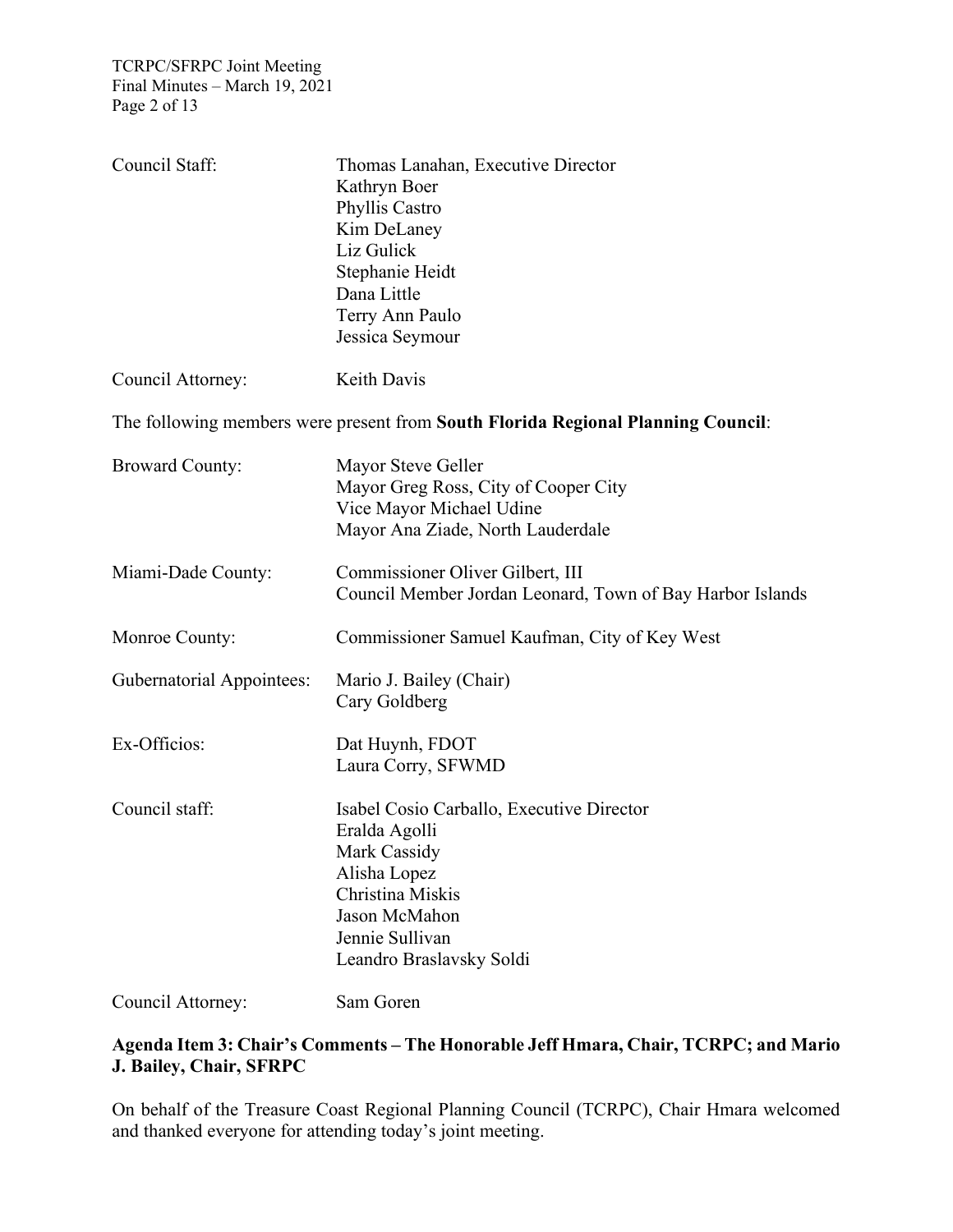| | |
|---|---|
| Council Staff: | Thomas Lanahan, Executive Director<br>Kathryn Boer<br>Phyllis Castro<br>Kim DeLaney<br>Liz Gulick<br>Stephanie Heidt<br>Dana Little<br>Terry Ann Paulo<br>Jessica Seymour |
| Council Attorney: | Keith Davis |

The following members were present from **South Florida Regional Planning Council**:

| | |
|---|---|
| Broward County: | Mayor Steve Geller<br>Mayor Greg Ross, City of Cooper City<br>Vice Mayor Michael Udine<br>Mayor Ana Ziade, North Lauderdale |
| Miami-Dade County: | Commissioner Oliver Gilbert, III<br>Council Member Jordan Leonard, Town of Bay Harbor Islands |
| Monroe County: | Commissioner Samuel Kaufman, City of Key West |
| Gubernatorial Appointees: | Mario J. Bailey (Chair)<br>Cary Goldberg |
| Ex-Officios: | Dat Huynh, FDOT<br>Laura Corry, SFWMD |
| Council staff: | Isabel Cosio Carballo, Executive Director<br>Eralda Agolli<br>Mark Cassidy<br>Alisha Lopez<br>Christina Miskis<br>Jason McMahon<br>Jennie Sullivan<br>Leandro Braslavsky Soldi |
| Council Attorney: | Sam Goren |

**Agenda Item 3: Chair's Comments – The Honorable Jeff Hmara, Chair, TCRPC; and Mario J. Bailey, Chair, SFRPC**

On behalf of the Treasure Coast Regional Planning Council (TCRPC), Chair Hmara welcomed and thanked everyone for attending today's joint meeting.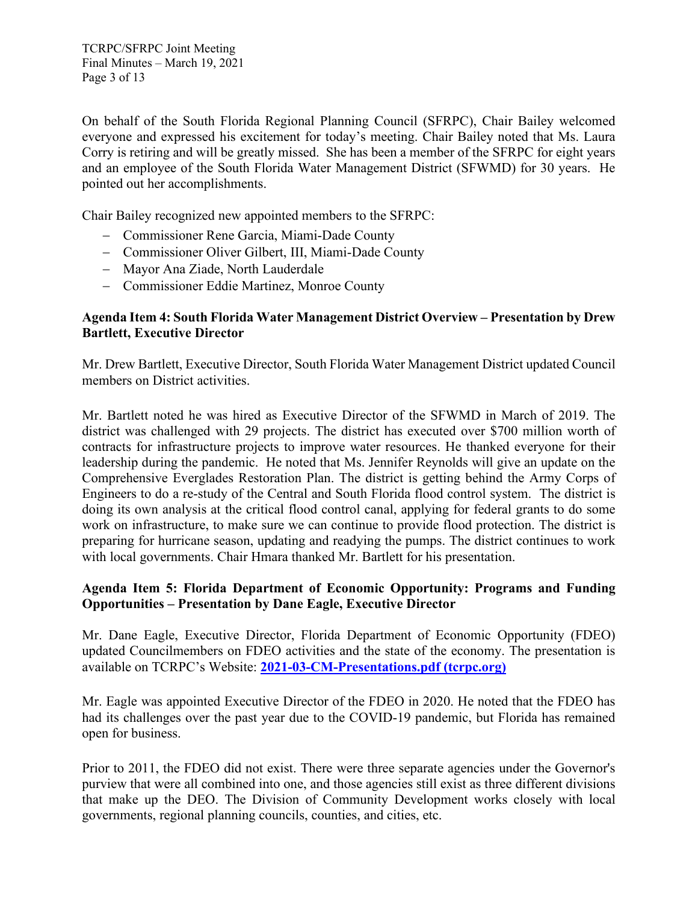On behalf of the South Florida Regional Planning Council (SFRPC), Chair Bailey welcomed everyone and expressed his excitement for today's meeting. Chair Bailey noted that Ms. Laura Corry is retiring and will be greatly missed. She has been a member of the SFRPC for eight years and an employee of the South Florida Water Management District (SFWMD) for 30 years. He pointed out her accomplishments.

Chair Bailey recognized new appointed members to the SFRPC:

- Commissioner Rene Garcia, Miami-Dade County
- Commissioner Oliver Gilbert, III, Miami-Dade County
- Mayor Ana Ziade, North Lauderdale
- Commissioner Eddie Martinez, Monroe County

**Agenda Item 4: South Florida Water Management District Overview – Presentation by Drew Bartlett, Executive Director**

Mr. Drew Bartlett, Executive Director, South Florida Water Management District updated Council members on District activities.

Mr. Bartlett noted he was hired as Executive Director of the SFWMD in March of 2019. The district was challenged with 29 projects. The district has executed over $700 million worth of contracts for infrastructure projects to improve water resources. He thanked everyone for their leadership during the pandemic. He noted that Ms. Jennifer Reynolds will give an update on the Comprehensive Everglades Restoration Plan. The district is getting behind the Army Corps of Engineers to do a re-study of the Central and South Florida flood control system. The district is doing its own analysis at the critical flood control canal, applying for federal grants to do some work on infrastructure, to make sure we can continue to provide flood protection. The district is preparing for hurricane season, updating and readying the pumps. The district continues to work with local governments. Chair Hmara thanked Mr. Bartlett for his presentation.

**Agenda Item 5: Florida Department of Economic Opportunity: Programs and Funding Opportunities – Presentation by Dane Eagle, Executive Director**

Mr. Dane Eagle, Executive Director, Florida Department of Economic Opportunity (FDEO) updated Councilmembers on FDEO activities and the state of the economy. The presentation is available on TCRPC's Website: **2021-03-CM-Presentations.pdf (tcrpc.org)**

Mr. Eagle was appointed Executive Director of the FDEO in 2020. He noted that the FDEO has had its challenges over the past year due to the COVID-19 pandemic, but Florida has remained open for business.

Prior to 2011, the FDEO did not exist. There were three separate agencies under the Governor's purview that were all combined into one, and those agencies still exist as three different divisions that make up the DEO. The Division of Community Development works closely with local governments, regional planning councils, counties, and cities, etc.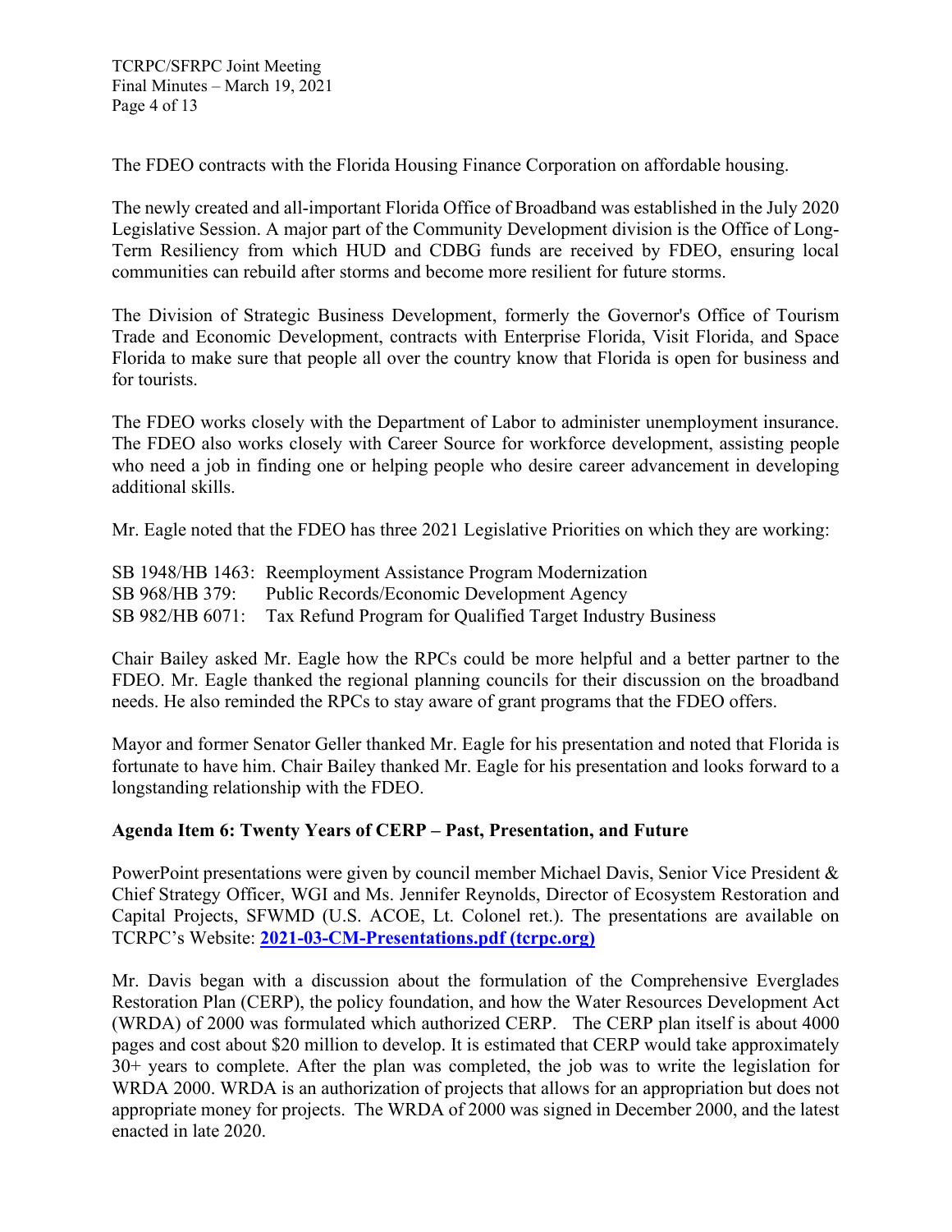The FDEO contracts with the Florida Housing Finance Corporation on affordable housing.

The newly created and all-important Florida Office of Broadband was established in the July 2020 Legislative Session. A major part of the Community Development division is the Office of Long-Term Resiliency from which HUD and CDBG funds are received by FDEO, ensuring local communities can rebuild after storms and become more resilient for future storms.

The Division of Strategic Business Development, formerly the Governor's Office of Tourism Trade and Economic Development, contracts with Enterprise Florida, Visit Florida, and Space Florida to make sure that people all over the country know that Florida is open for business and for tourists.

The FDEO works closely with the Department of Labor to administer unemployment insurance. The FDEO also works closely with Career Source for workforce development, assisting people who need a job in finding one or helping people who desire career advancement in developing additional skills.

Mr. Eagle noted that the FDEO has three 2021 Legislative Priorities on which they are working:

SB 1948/HB 1463: Reemployment Assistance Program Modernization
SB 968/HB 379: Public Records/Economic Development Agency
SB 982/HB 6071: Tax Refund Program for Qualified Target Industry Business

Chair Bailey asked Mr. Eagle how the RPCs could be more helpful and a better partner to the FDEO. Mr. Eagle thanked the regional planning councils for their discussion on the broadband needs. He also reminded the RPCs to stay aware of grant programs that the FDEO offers.

Mayor and former Senator Geller thanked Mr. Eagle for his presentation and noted that Florida is fortunate to have him. Chair Bailey thanked Mr. Eagle for his presentation and looks forward to a longstanding relationship with the FDEO.

**Agenda Item 6: Twenty Years of CERP – Past, Presentation, and Future**

PowerPoint presentations were given by council member Michael Davis, Senior Vice President & Chief Strategy Officer, WGI and Ms. Jennifer Reynolds, Director of Ecosystem Restoration and Capital Projects, SFWMD (U.S. ACOE, Lt. Colonel ret.). The presentations are available on TCRPC's Website: **2021-03-CM-Presentations.pdf (tcrpc.org)**

Mr. Davis began with a discussion about the formulation of the Comprehensive Everglades Restoration Plan (CERP), the policy foundation, and how the Water Resources Development Act (WRDA) of 2000 was formulated which authorized CERP. The CERP plan itself is about 4000 pages and cost about $20 million to develop. It is estimated that CERP would take approximately 30+ years to complete. After the plan was completed, the job was to write the legislation for WRDA 2000. WRDA is an authorization of projects that allows for an appropriation but does not appropriate money for projects. The WRDA of 2000 was signed in December 2000, and the latest enacted in late 2020.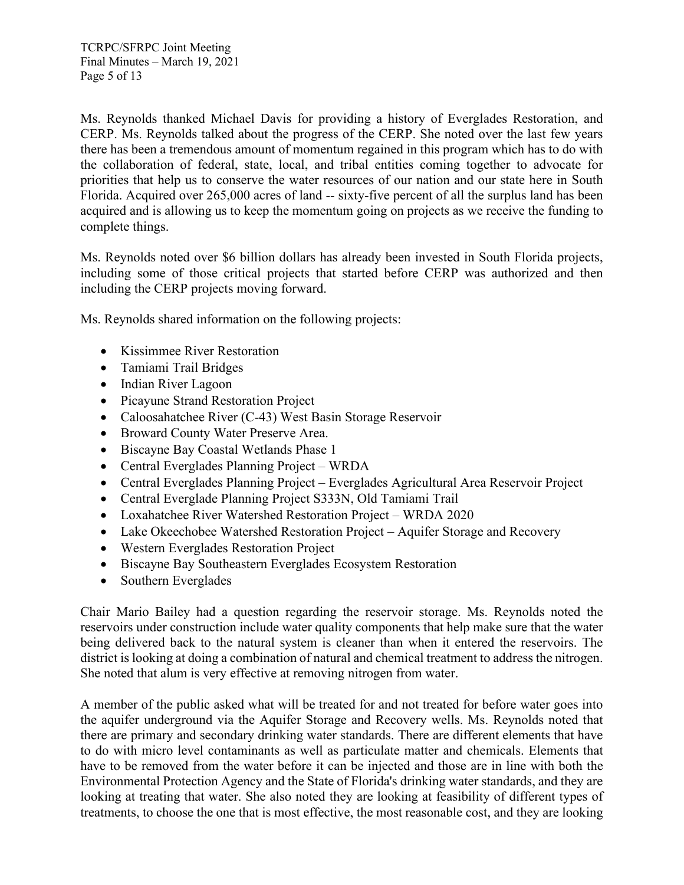Ms. Reynolds thanked Michael Davis for providing a history of Everglades Restoration, and CERP. Ms. Reynolds talked about the progress of the CERP. She noted over the last few years there has been a tremendous amount of momentum regained in this program which has to do with the collaboration of federal, state, local, and tribal entities coming together to advocate for priorities that help us to conserve the water resources of our nation and our state here in South Florida. Acquired over 265,000 acres of land -- sixty-five percent of all the surplus land has been acquired and is allowing us to keep the momentum going on projects as we receive the funding to complete things.

Ms. Reynolds noted over $6 billion dollars has already been invested in South Florida projects, including some of those critical projects that started before CERP was authorized and then including the CERP projects moving forward.

Ms. Reynolds shared information on the following projects:

- Kissimmee River Restoration
- Tamiami Trail Bridges
- Indian River Lagoon
- Picayune Strand Restoration Project
- Caloosahatchee River (C-43) West Basin Storage Reservoir
- Broward County Water Preserve Area.
- Biscayne Bay Coastal Wetlands Phase 1
- Central Everglades Planning Project – WRDA
- Central Everglades Planning Project – Everglades Agricultural Area Reservoir Project
- Central Everglade Planning Project S333N, Old Tamiami Trail
- Loxahatchee River Watershed Restoration Project – WRDA 2020
- Lake Okeechobee Watershed Restoration Project – Aquifer Storage and Recovery
- Western Everglades Restoration Project
- Biscayne Bay Southeastern Everglades Ecosystem Restoration
- Southern Everglades

Chair Mario Bailey had a question regarding the reservoir storage. Ms. Reynolds noted the reservoirs under construction include water quality components that help make sure that the water being delivered back to the natural system is cleaner than when it entered the reservoirs. The district is looking at doing a combination of natural and chemical treatment to address the nitrogen. She noted that alum is very effective at removing nitrogen from water.

A member of the public asked what will be treated for and not treated for before water goes into the aquifer underground via the Aquifer Storage and Recovery wells. Ms. Reynolds noted that there are primary and secondary drinking water standards. There are different elements that have to do with micro level contaminants as well as particulate matter and chemicals. Elements that have to be removed from the water before it can be injected and those are in line with both the Environmental Protection Agency and the State of Florida's drinking water standards, and they are looking at treating that water. She also noted they are looking at feasibility of different types of treatments, to choose the one that is most effective, the most reasonable cost, and they are looking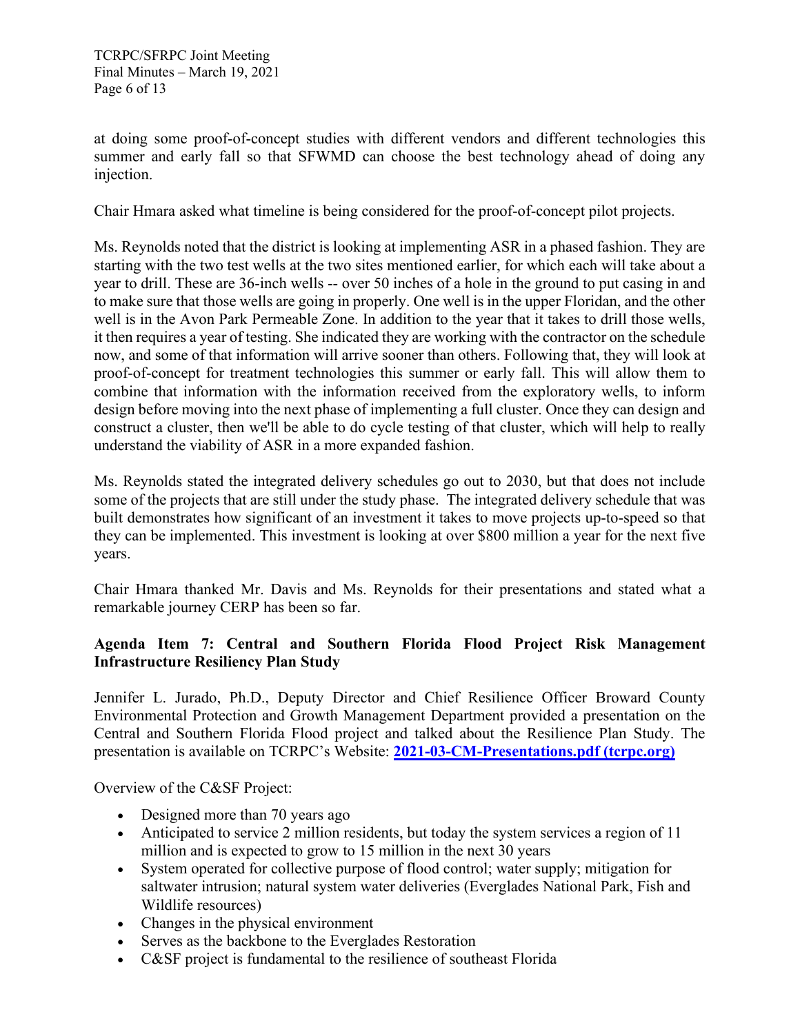at doing some proof-of-concept studies with different vendors and different technologies this summer and early fall so that SFWMD can choose the best technology ahead of doing any injection.

Chair Hmara asked what timeline is being considered for the proof-of-concept pilot projects.

Ms. Reynolds noted that the district is looking at implementing ASR in a phased fashion. They are starting with the two test wells at the two sites mentioned earlier, for which each will take about a year to drill. These are 36-inch wells -- over 50 inches of a hole in the ground to put casing in and to make sure that those wells are going in properly. One well is in the upper Floridan, and the other well is in the Avon Park Permeable Zone. In addition to the year that it takes to drill those wells, it then requires a year of testing. She indicated they are working with the contractor on the schedule now, and some of that information will arrive sooner than others. Following that, they will look at proof-of-concept for treatment technologies this summer or early fall. This will allow them to combine that information with the information received from the exploratory wells, to inform design before moving into the next phase of implementing a full cluster. Once they can design and construct a cluster, then we'll be able to do cycle testing of that cluster, which will help to really understand the viability of ASR in a more expanded fashion.

Ms. Reynolds stated the integrated delivery schedules go out to 2030, but that does not include some of the projects that are still under the study phase. The integrated delivery schedule that was built demonstrates how significant of an investment it takes to move projects up-to-speed so that they can be implemented. This investment is looking at over $800 million a year for the next five years.

Chair Hmara thanked Mr. Davis and Ms. Reynolds for their presentations and stated what a remarkable journey CERP has been so far.

**Agenda Item 7: Central and Southern Florida Flood Project Risk Management Infrastructure Resiliency Plan Study**

Jennifer L. Jurado, Ph.D., Deputy Director and Chief Resilience Officer Broward County Environmental Protection and Growth Management Department provided a presentation on the Central and Southern Florida Flood project and talked about the Resilience Plan Study. The presentation is available on TCRPC's Website: **[2021-03-CM-Presentations.pdf (tcrpc.org)]**

Overview of the C&SF Project:

- Designed more than 70 years ago
- Anticipated to service 2 million residents, but today the system services a region of 11 million and is expected to grow to 15 million in the next 30 years
- System operated for collective purpose of flood control; water supply; mitigation for saltwater intrusion; natural system water deliveries (Everglades National Park, Fish and Wildlife resources)
- Changes in the physical environment
- Serves as the backbone to the Everglades Restoration
- C&SF project is fundamental to the resilience of southeast Florida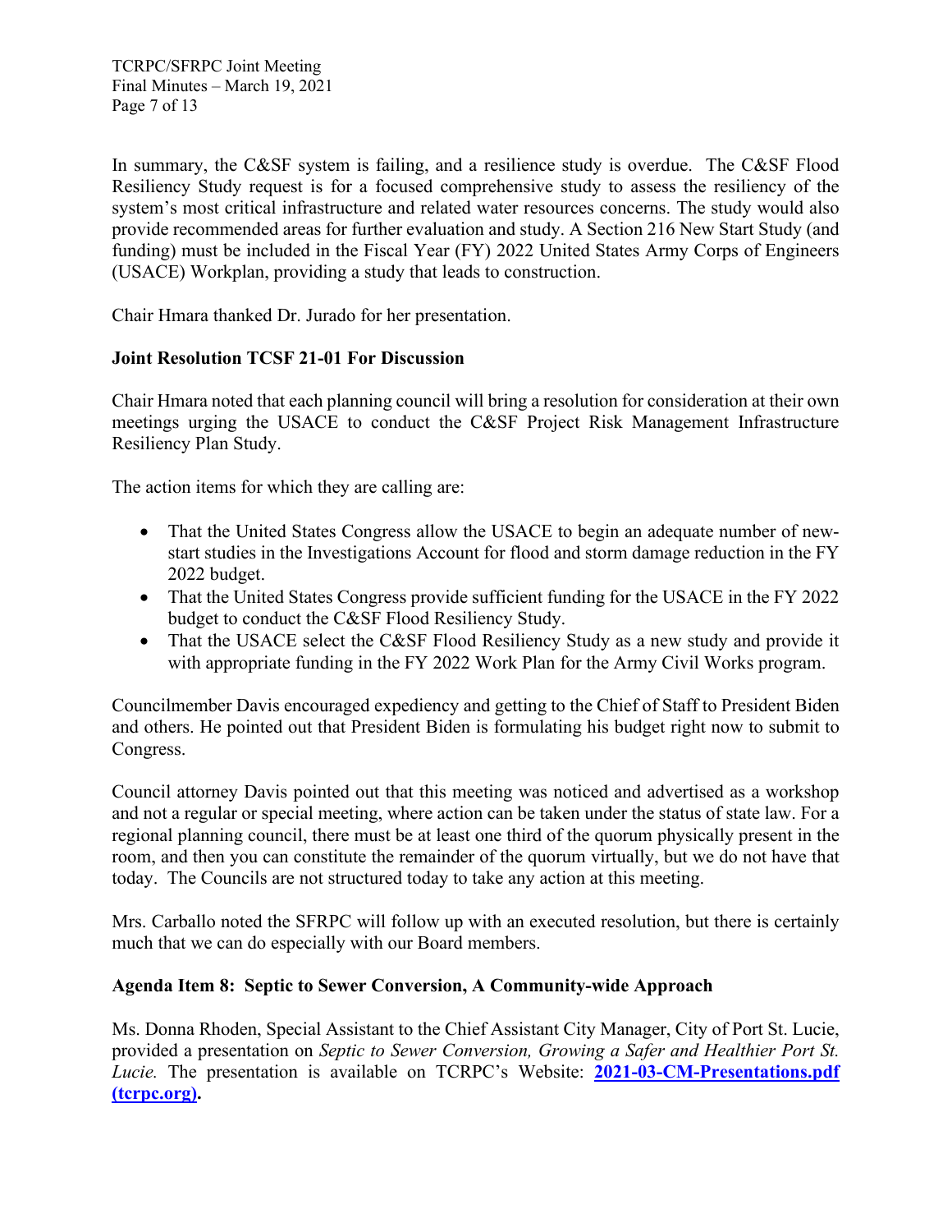In summary, the C&SF system is failing, and a resilience study is overdue. The C&SF Flood Resiliency Study request is for a focused comprehensive study to assess the resiliency of the system's most critical infrastructure and related water resources concerns. The study would also provide recommended areas for further evaluation and study. A Section 216 New Start Study (and funding) must be included in the Fiscal Year (FY) 2022 United States Army Corps of Engineers (USACE) Workplan, providing a study that leads to construction.

Chair Hmara thanked Dr. Jurado for her presentation.

**Joint Resolution TCSF 21-01 For Discussion**

Chair Hmara noted that each planning council will bring a resolution for consideration at their own meetings urging the USACE to conduct the C&SF Project Risk Management Infrastructure Resiliency Plan Study.

The action items for which they are calling are:

- That the United States Congress allow the USACE to begin an adequate number of new-start studies in the Investigations Account for flood and storm damage reduction in the FY 2022 budget.
- That the United States Congress provide sufficient funding for the USACE in the FY 2022 budget to conduct the C&SF Flood Resiliency Study.
- That the USACE select the C&SF Flood Resiliency Study as a new study and provide it with appropriate funding in the FY 2022 Work Plan for the Army Civil Works program.

Councilmember Davis encouraged expediency and getting to the Chief of Staff to President Biden and others. He pointed out that President Biden is formulating his budget right now to submit to Congress.

Council attorney Davis pointed out that this meeting was noticed and advertised as a workshop and not a regular or special meeting, where action can be taken under the status of state law. For a regional planning council, there must be at least one third of the quorum physically present in the room, and then you can constitute the remainder of the quorum virtually, but we do not have that today. The Councils are not structured today to take any action at this meeting.

Mrs. Carballo noted the SFRPC will follow up with an executed resolution, but there is certainly much that we can do especially with our Board members.

**Agenda Item 8: Septic to Sewer Conversion, A Community-wide Approach**

Ms. Donna Rhoden, Special Assistant to the Chief Assistant City Manager, City of Port St. Lucie, provided a presentation on *Septic to Sewer Conversion, Growing a Safer and Healthier Port St. Lucie.* The presentation is available on TCRPC's Website: **2021-03-CM-Presentations.pdf (tcrpc.org).**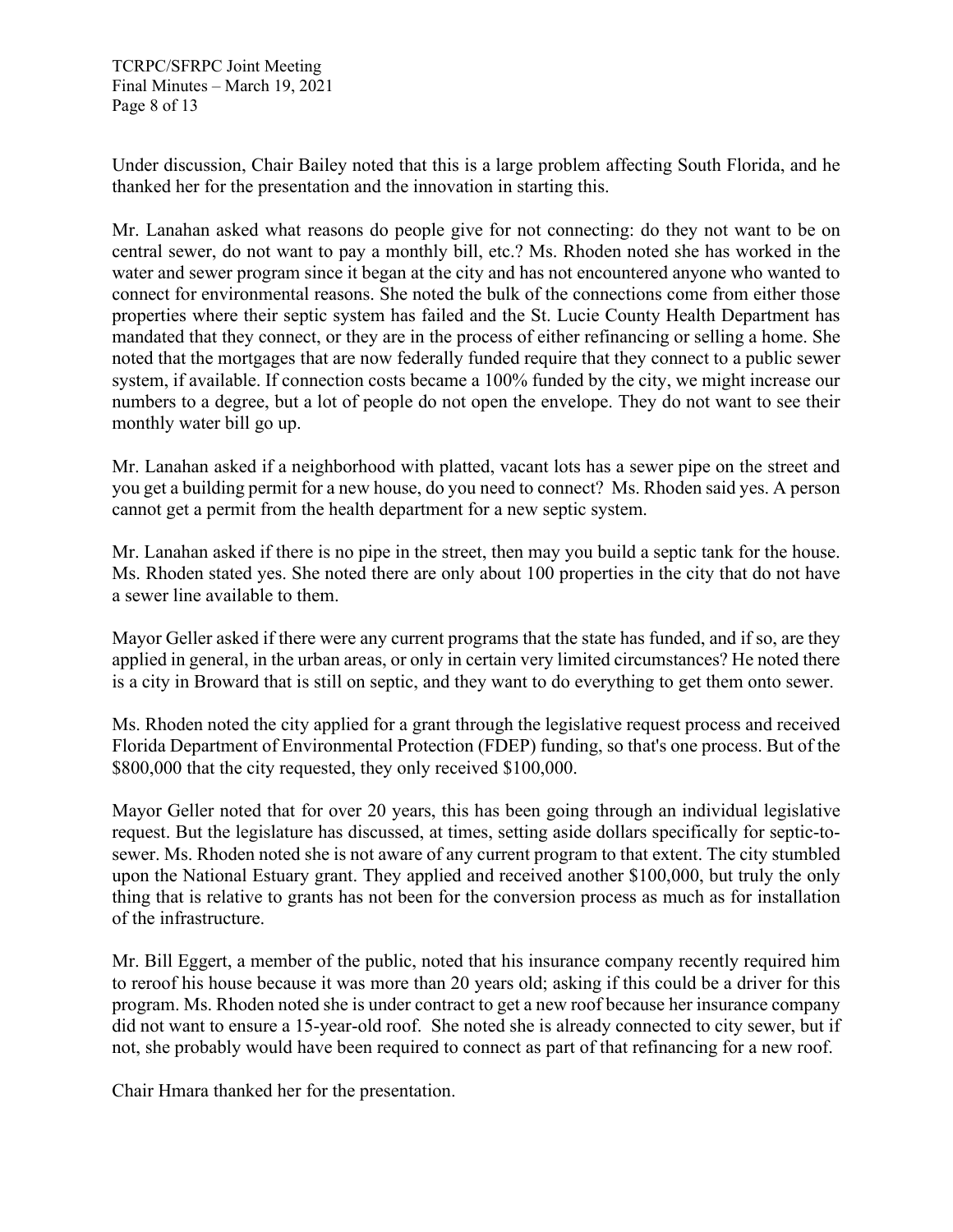Under discussion, Chair Bailey noted that this is a large problem affecting South Florida, and he thanked her for the presentation and the innovation in starting this.

Mr. Lanahan asked what reasons do people give for not connecting: do they not want to be on central sewer, do not want to pay a monthly bill, etc.? Ms. Rhoden noted she has worked in the water and sewer program since it began at the city and has not encountered anyone who wanted to connect for environmental reasons. She noted the bulk of the connections come from either those properties where their septic system has failed and the St. Lucie County Health Department has mandated that they connect, or they are in the process of either refinancing or selling a home. She noted that the mortgages that are now federally funded require that they connect to a public sewer system, if available. If connection costs became a 100% funded by the city, we might increase our numbers to a degree, but a lot of people do not open the envelope. They do not want to see their monthly water bill go up.

Mr. Lanahan asked if a neighborhood with platted, vacant lots has a sewer pipe on the street and you get a building permit for a new house, do you need to connect? Ms. Rhoden said yes. A person cannot get a permit from the health department for a new septic system.

Mr. Lanahan asked if there is no pipe in the street, then may you build a septic tank for the house. Ms. Rhoden stated yes. She noted there are only about 100 properties in the city that do not have a sewer line available to them.

Mayor Geller asked if there were any current programs that the state has funded, and if so, are they applied in general, in the urban areas, or only in certain very limited circumstances? He noted there is a city in Broward that is still on septic, and they want to do everything to get them onto sewer.

Ms. Rhoden noted the city applied for a grant through the legislative request process and received Florida Department of Environmental Protection (FDEP) funding, so that's one process. But of the $800,000 that the city requested, they only received $100,000.

Mayor Geller noted that for over 20 years, this has been going through an individual legislative request. But the legislature has discussed, at times, setting aside dollars specifically for septic-to-sewer. Ms. Rhoden noted she is not aware of any current program to that extent. The city stumbled upon the National Estuary grant. They applied and received another $100,000, but truly the only thing that is relative to grants has not been for the conversion process as much as for installation of the infrastructure.

Mr. Bill Eggert, a member of the public, noted that his insurance company recently required him to reroof his house because it was more than 20 years old; asking if this could be a driver for this program. Ms. Rhoden noted she is under contract to get a new roof because her insurance company did not want to ensure a 15-year-old roof. She noted she is already connected to city sewer, but if not, she probably would have been required to connect as part of that refinancing for a new roof.

Chair Hmara thanked her for the presentation.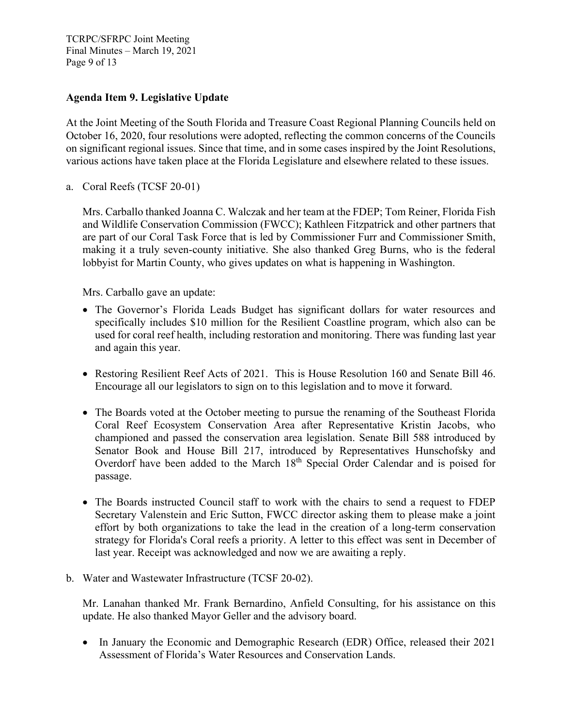### Agenda Item 9. Legislative Update

At the Joint Meeting of the South Florida and Treasure Coast Regional Planning Councils held on October 16, 2020, four resolutions were adopted, reflecting the common concerns of the Councils on significant regional issues. Since that time, and in some cases inspired by the Joint Resolutions, various actions have taken place at the Florida Legislature and elsewhere related to these issues.

a. Coral Reefs (TCSF 20-01)

   Mrs. Carballo thanked Joanna C. Walczak and her team at the FDEP; Tom Reiner, Florida Fish and Wildlife Conservation Commission (FWCC); Kathleen Fitzpatrick and other partners that are part of our Coral Task Force that is led by Commissioner Furr and Commissioner Smith, making it a truly seven-county initiative. She also thanked Greg Burns, who is the federal lobbyist for Martin County, who gives updates on what is happening in Washington.

   Mrs. Carballo gave an update:

   - The Governor's Florida Leads Budget has significant dollars for water resources and specifically includes \$10 million for the Resilient Coastline program, which also can be used for coral reef health, including restoration and monitoring. There was funding last year and again this year.
   - Restoring Resilient Reef Acts of 2021. This is House Resolution 160 and Senate Bill 46. Encourage all our legislators to sign on to this legislation and to move it forward.
   - The Boards voted at the October meeting to pursue the renaming of the Southeast Florida Coral Reef Ecosystem Conservation Area after Representative Kristin Jacobs, who championed and passed the conservation area legislation. Senate Bill 588 introduced by Senator Book and House Bill 217, introduced by Representatives Hunschofsky and Overdorf have been added to the March 18th Special Order Calendar and is poised for passage.
   - The Boards instructed Council staff to work with the chairs to send a request to FDEP Secretary Valenstein and Eric Sutton, FWCC director asking them to please make a joint effort by both organizations to take the lead in the creation of a long-term conservation strategy for Florida's Coral reefs a priority. A letter to this effect was sent in December of last year. Receipt was acknowledged and now we are awaiting a reply.

b. Water and Wastewater Infrastructure (TCSF 20-02).

   Mr. Lanahan thanked Mr. Frank Bernardino, Anfield Consulting, for his assistance on this update. He also thanked Mayor Geller and the advisory board.

   - In January the Economic and Demographic Research (EDR) Office, released their 2021 Assessment of Florida's Water Resources and Conservation Lands.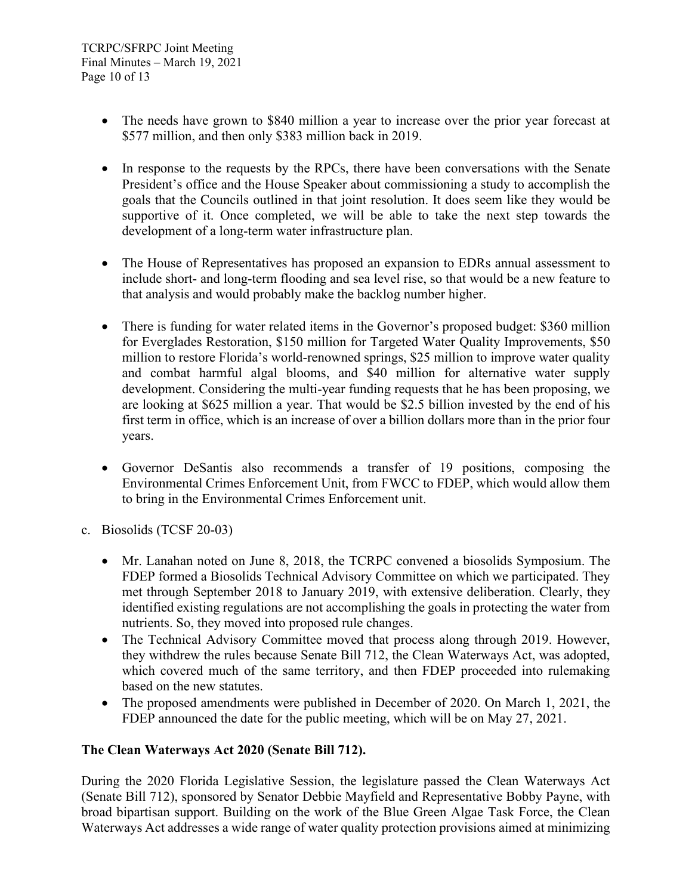- The needs have grown to \$840 million a year to increase over the prior year forecast at \$577 million, and then only \$383 million back in 2019.

- In response to the requests by the RPCs, there have been conversations with the Senate President's office and the House Speaker about commissioning a study to accomplish the goals that the Councils outlined in that joint resolution. It does seem like they would be supportive of it. Once completed, we will be able to take the next step towards the development of a long-term water infrastructure plan.

- The House of Representatives has proposed an expansion to EDRs annual assessment to include short- and long-term flooding and sea level rise, so that would be a new feature to that analysis and would probably make the backlog number higher.

- There is funding for water related items in the Governor's proposed budget: \$360 million for Everglades Restoration, \$150 million for Targeted Water Quality Improvements, \$50 million to restore Florida's world-renowned springs, \$25 million to improve water quality and combat harmful algal blooms, and \$40 million for alternative water supply development. Considering the multi-year funding requests that he has been proposing, we are looking at \$625 million a year. That would be \$2.5 billion invested by the end of his first term in office, which is an increase of over a billion dollars more than in the prior four years.

- Governor DeSantis also recommends a transfer of 19 positions, composing the Environmental Crimes Enforcement Unit, from FWCC to FDEP, which would allow them to bring in the Environmental Crimes Enforcement unit.

c. Biosolids (TCSF 20-03)

- Mr. Lanahan noted on June 8, 2018, the TCRPC convened a biosolids Symposium. The FDEP formed a Biosolids Technical Advisory Committee on which we participated. They met through September 2018 to January 2019, with extensive deliberation. Clearly, they identified existing regulations are not accomplishing the goals in protecting the water from nutrients. So, they moved into proposed rule changes.
- The Technical Advisory Committee moved that process along through 2019. However, they withdrew the rules because Senate Bill 712, the Clean Waterways Act, was adopted, which covered much of the same territory, and then FDEP proceeded into rulemaking based on the new statutes.
- The proposed amendments were published in December of 2020. On March 1, 2021, the FDEP announced the date for the public meeting, which will be on May 27, 2021.

**The Clean Waterways Act 2020 (Senate Bill 712).**

During the 2020 Florida Legislative Session, the legislature passed the Clean Waterways Act (Senate Bill 712), sponsored by Senator Debbie Mayfield and Representative Bobby Payne, with broad bipartisan support. Building on the work of the Blue Green Algae Task Force, the Clean Waterways Act addresses a wide range of water quality protection provisions aimed at minimizing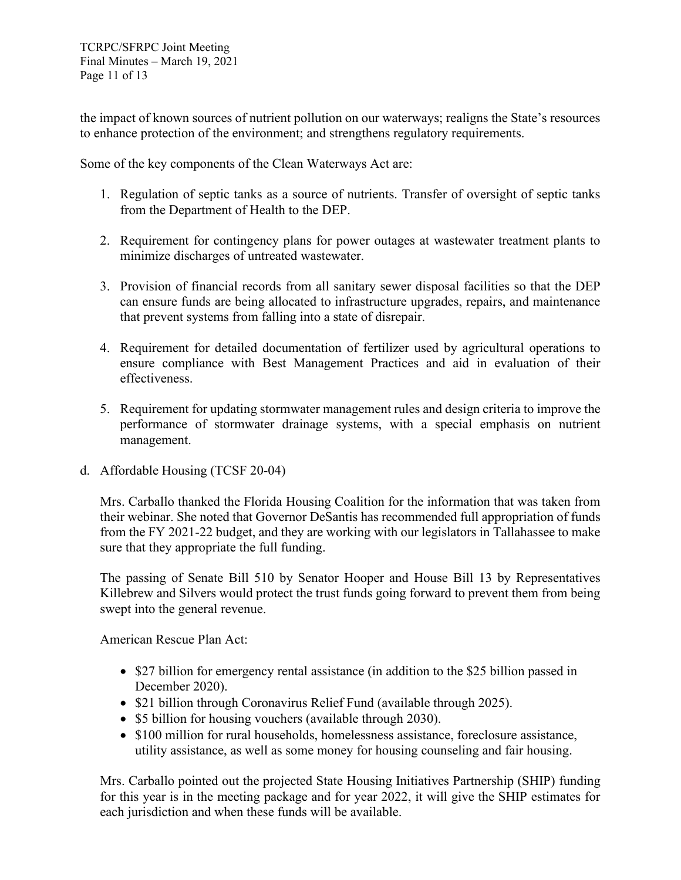the impact of known sources of nutrient pollution on our waterways; realigns the State's resources to enhance protection of the environment; and strengthens regulatory requirements.

Some of the key components of the Clean Waterways Act are:

1. Regulation of septic tanks as a source of nutrients. Transfer of oversight of septic tanks from the Department of Health to the DEP.

2. Requirement for contingency plans for power outages at wastewater treatment plants to minimize discharges of untreated wastewater.

3. Provision of financial records from all sanitary sewer disposal facilities so that the DEP can ensure funds are being allocated to infrastructure upgrades, repairs, and maintenance that prevent systems from falling into a state of disrepair.

4. Requirement for detailed documentation of fertilizer used by agricultural operations to ensure compliance with Best Management Practices and aid in evaluation of their effectiveness.

5. Requirement for updating stormwater management rules and design criteria to improve the performance of stormwater drainage systems, with a special emphasis on nutrient management.

d. Affordable Housing (TCSF 20-04)

Mrs. Carballo thanked the Florida Housing Coalition for the information that was taken from their webinar. She noted that Governor DeSantis has recommended full appropriation of funds from the FY 2021-22 budget, and they are working with our legislators in Tallahassee to make sure that they appropriate the full funding.

The passing of Senate Bill 510 by Senator Hooper and House Bill 13 by Representatives Killebrew and Silvers would protect the trust funds going forward to prevent them from being swept into the general revenue.

American Rescue Plan Act:

- $27 billion for emergency rental assistance (in addition to the $25 billion passed in December 2020).
- $21 billion through Coronavirus Relief Fund (available through 2025).
- $5 billion for housing vouchers (available through 2030).
- $100 million for rural households, homelessness assistance, foreclosure assistance, utility assistance, as well as some money for housing counseling and fair housing.

Mrs. Carballo pointed out the projected State Housing Initiatives Partnership (SHIP) funding for this year is in the meeting package and for year 2022, it will give the SHIP estimates for each jurisdiction and when these funds will be available.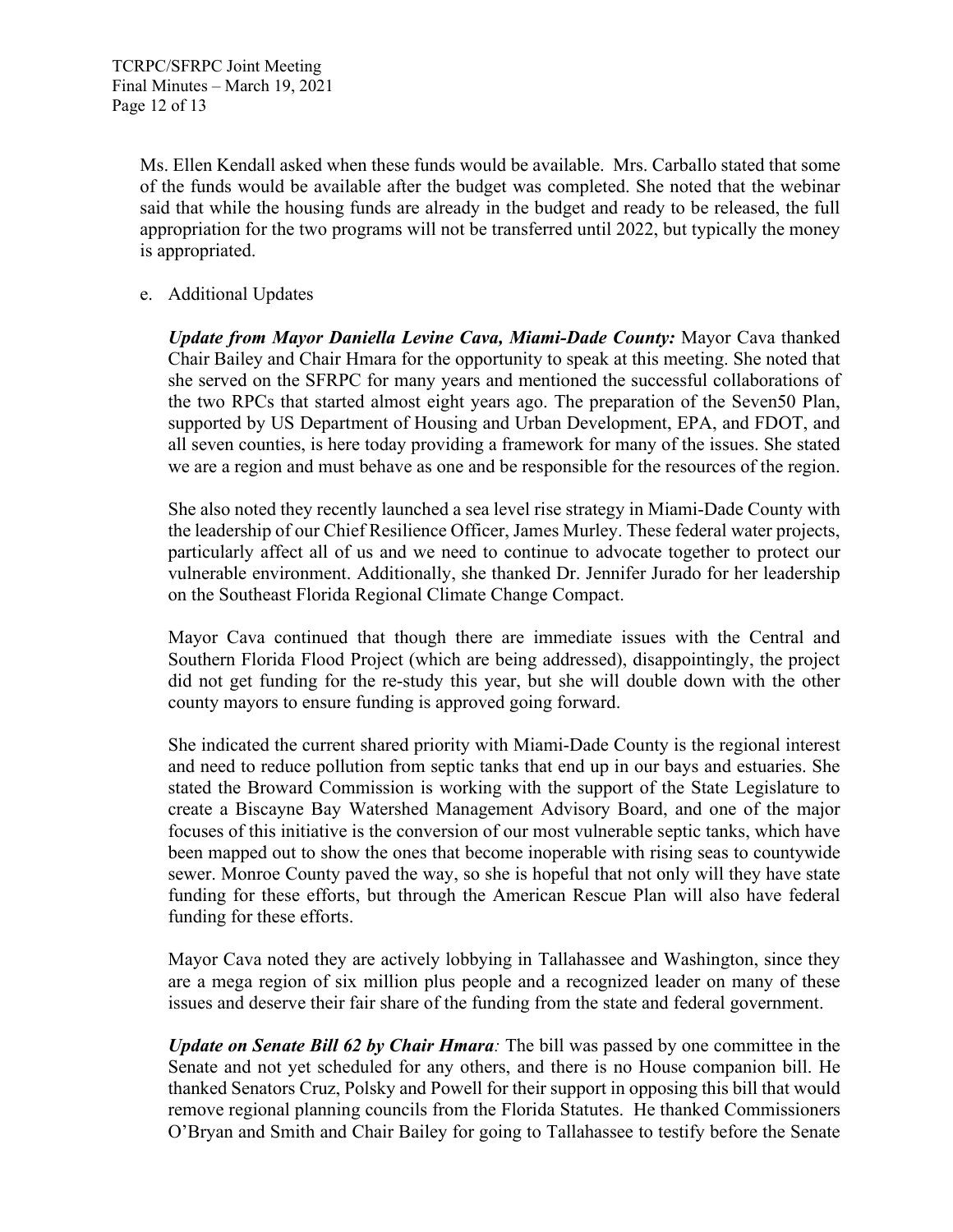Ms. Ellen Kendall asked when these funds would be available. Mrs. Carballo stated that some of the funds would be available after the budget was completed. She noted that the webinar said that while the housing funds are already in the budget and ready to be released, the full appropriation for the two programs will not be transferred until 2022, but typically the money is appropriated.

e. Additional Updates

***Update from Mayor Daniella Levine Cava, Miami-Dade County:*** Mayor Cava thanked Chair Bailey and Chair Hmara for the opportunity to speak at this meeting. She noted that she served on the SFRPC for many years and mentioned the successful collaborations of the two RPCs that started almost eight years ago. The preparation of the Seven50 Plan, supported by US Department of Housing and Urban Development, EPA, and FDOT, and all seven counties, is here today providing a framework for many of the issues. She stated we are a region and must behave as one and be responsible for the resources of the region.

She also noted they recently launched a sea level rise strategy in Miami-Dade County with the leadership of our Chief Resilience Officer, James Murley. These federal water projects, particularly affect all of us and we need to continue to advocate together to protect our vulnerable environment. Additionally, she thanked Dr. Jennifer Jurado for her leadership on the Southeast Florida Regional Climate Change Compact.

Mayor Cava continued that though there are immediate issues with the Central and Southern Florida Flood Project (which are being addressed), disappointingly, the project did not get funding for the re-study this year, but she will double down with the other county mayors to ensure funding is approved going forward.

She indicated the current shared priority with Miami-Dade County is the regional interest and need to reduce pollution from septic tanks that end up in our bays and estuaries. She stated the Broward Commission is working with the support of the State Legislature to create a Biscayne Bay Watershed Management Advisory Board, and one of the major focuses of this initiative is the conversion of our most vulnerable septic tanks, which have been mapped out to show the ones that become inoperable with rising seas to countywide sewer. Monroe County paved the way, so she is hopeful that not only will they have state funding for these efforts, but through the American Rescue Plan will also have federal funding for these efforts.

Mayor Cava noted they are actively lobbying in Tallahassee and Washington, since they are a mega region of six million plus people and a recognized leader on many of these issues and deserve their fair share of the funding from the state and federal government.

***Update on Senate Bill 62 by Chair Hmara**:* The bill was passed by one committee in the Senate and not yet scheduled for any others, and there is no House companion bill. He thanked Senators Cruz, Polsky and Powell for their support in opposing this bill that would remove regional planning councils from the Florida Statutes. He thanked Commissioners O'Bryan and Smith and Chair Bailey for going to Tallahassee to testify before the Senate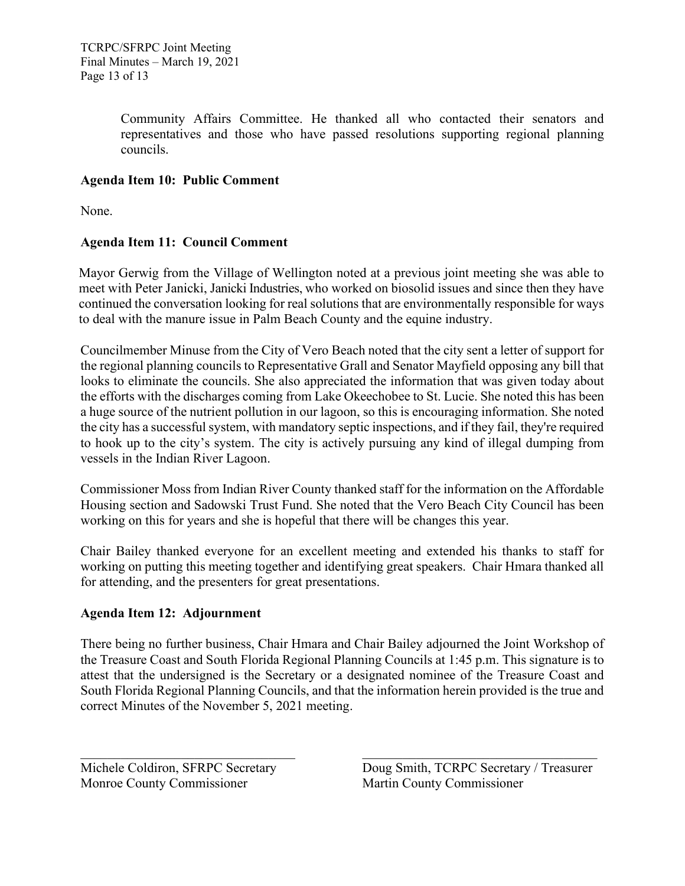Community Affairs Committee. He thanked all who contacted their senators and representatives and those who have passed resolutions supporting regional planning councils.

**Agenda Item 10: Public Comment**

None.

**Agenda Item 11: Council Comment**

Mayor Gerwig from the Village of Wellington noted at a previous joint meeting she was able to meet with Peter Janicki, Janicki Industries, who worked on biosolid issues and since then they have continued the conversation looking for real solutions that are environmentally responsible for ways to deal with the manure issue in Palm Beach County and the equine industry.

Councilmember Minuse from the City of Vero Beach noted that the city sent a letter of support for the regional planning councils to Representative Grall and Senator Mayfield opposing any bill that looks to eliminate the councils. She also appreciated the information that was given today about the efforts with the discharges coming from Lake Okeechobee to St. Lucie. She noted this has been a huge source of the nutrient pollution in our lagoon, so this is encouraging information. She noted the city has a successful system, with mandatory septic inspections, and if they fail, they're required to hook up to the city's system. The city is actively pursuing any kind of illegal dumping from vessels in the Indian River Lagoon.

Commissioner Moss from Indian River County thanked staff for the information on the Affordable Housing section and Sadowski Trust Fund. She noted that the Vero Beach City Council has been working on this for years and she is hopeful that there will be changes this year.

Chair Bailey thanked everyone for an excellent meeting and extended his thanks to staff for working on putting this meeting together and identifying great speakers. Chair Hmara thanked all for attending, and the presenters for great presentations.

**Agenda Item 12: Adjournment**

There being no further business, Chair Hmara and Chair Bailey adjourned the Joint Workshop of the Treasure Coast and South Florida Regional Planning Councils at 1:45 p.m. This signature is to attest that the undersigned is the Secretary or a designated nominee of the Treasure Coast and South Florida Regional Planning Councils, and that the information herein provided is the true and correct Minutes of the November 5, 2021 meeting.

\_\_\_\_\_\_\_\_\_\_\_\_\_\_\_\_\_\_\_\_\_\_\_\_\_\_\_\_\_\_\_\_
Michele Coldiron, SFRPC Secretary
Monroe County Commissioner

\_\_\_\_\_\_\_\_\_\_\_\_\_\_\_\_\_\_\_\_\_\_\_\_\_\_\_\_\_\_\_\_
Doug Smith, TCRPC Secretary / Treasurer
Martin County Commissioner